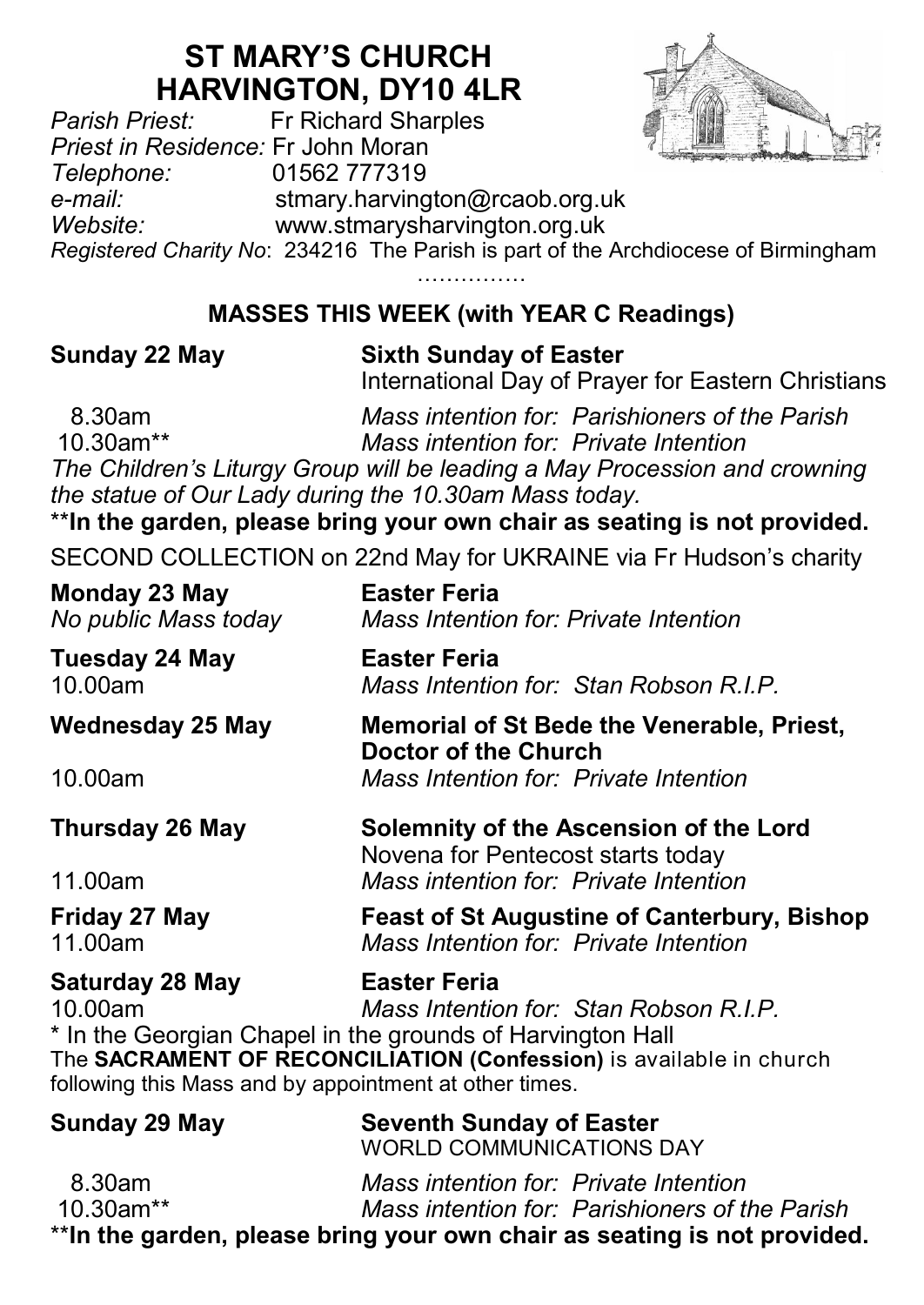# ST MARY'S CHURCH
# HARVINGTON, DY10 4LR

*Parish Priest:* Fr Richard Sharples
*Priest in Residence:* Fr John Moran
*Telephone:* 01562 777319
*e-mail:* stmary.harvington@rcaob.org.uk
*Website:* www.stmarysharvington.org.uk
*Registered Charity No*: 234216 The Parish is part of the Archdiocese of Birmingham

……………

## MASSES THIS WEEK (with YEAR C Readings)

**Sunday 22 May** — **Sixth Sunday of Easter**
International Day of Prayer for Eastern Christians

8.30am — *Mass intention for: Parishioners of the Parish*
10.30am** — *Mass intention for: Private Intention*

*The Children's Liturgy Group will be leading a May Procession and crowning the statue of Our Lady during the 10.30am Mass today.*

**In the garden, please bring your own chair as seating is not provided.**

SECOND COLLECTION on 22nd May for UKRAINE via Fr Hudson's charity

**Monday 23 May** — **Easter Feria**
*No public Mass today* — *Mass Intention for: Private Intention*

**Tuesday 24 May** — **Easter Feria**
10.00am — *Mass Intention for: Stan Robson R.I.P.*

**Wednesday 25 May** — **Memorial of St Bede the Venerable, Priest, Doctor of the Church**
10.00am — *Mass Intention for: Private Intention*

**Thursday 26 May** — **Solemnity of the Ascension of the Lord**
Novena for Pentecost starts today
11.00am — *Mass intention for: Private Intention*

**Friday 27 May** — **Feast of St Augustine of Canterbury, Bishop**
11.00am — *Mass Intention for: Private Intention*

**Saturday 28 May** — **Easter Feria**
10.00am — *Mass Intention for: Stan Robson R.I.P.*

\* In the Georgian Chapel in the grounds of Harvington Hall

The **SACRAMENT OF RECONCILIATION (Confession)** is available in church following this Mass and by appointment at other times.

**Sunday 29 May** — **Seventh Sunday of Easter**
WORLD COMMUNICATIONS DAY

8.30am — *Mass intention for: Private Intention*
10.30am** — *Mass intention for: Parishioners of the Parish*

**In the garden, please bring your own chair as seating is not provided.**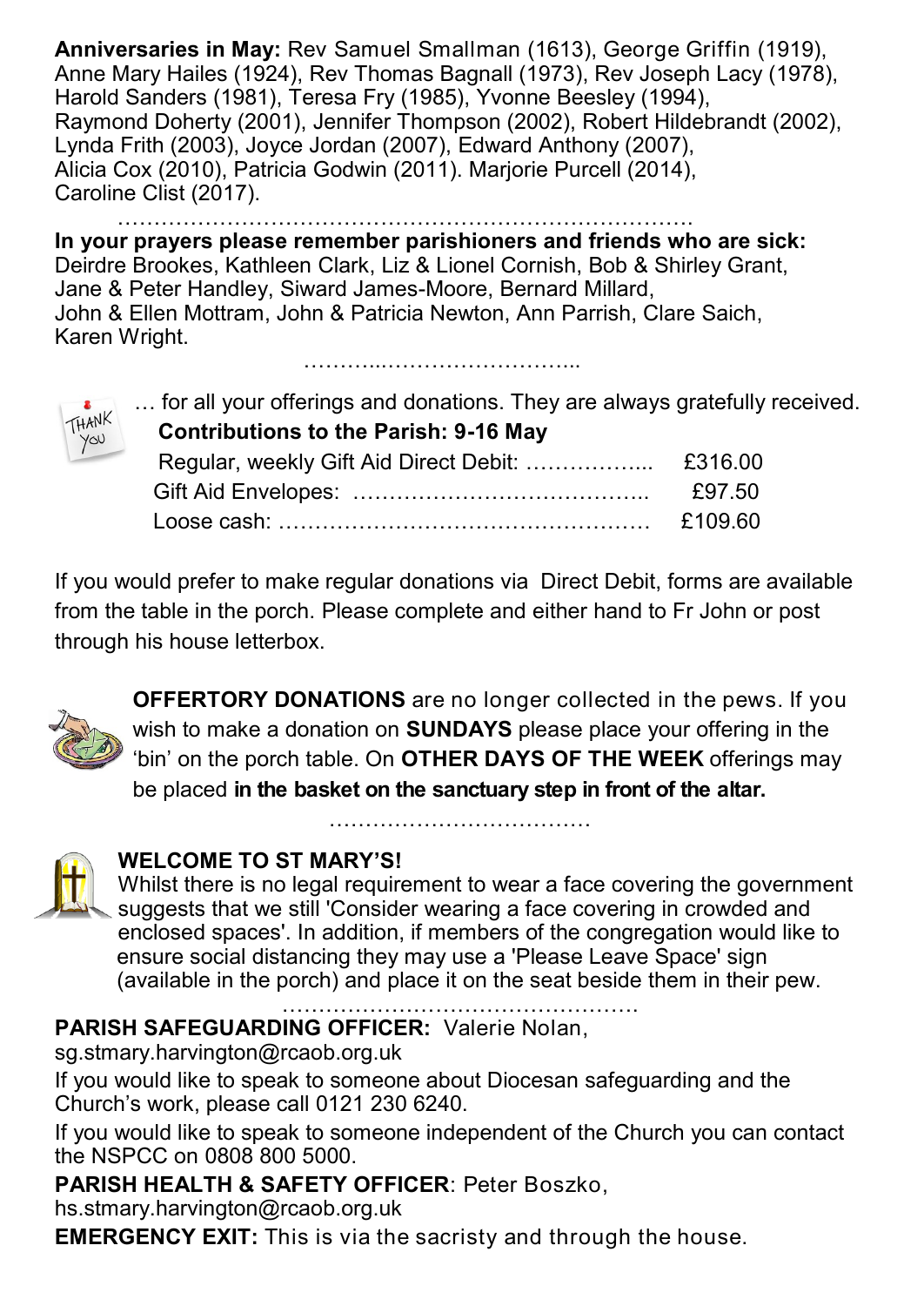**Anniversaries in May:** Rev Samuel Smallman (1613), George Griffin (1919), Anne Mary Hailes (1924), Rev Thomas Bagnall (1973), Rev Joseph Lacy (1978), Harold Sanders (1981), Teresa Fry (1985), Yvonne Beesley (1994), Raymond Doherty (2001), Jennifer Thompson (2002), Robert Hildebrandt (2002), Lynda Frith (2003), Joyce Jordan (2007), Edward Anthony (2007), Alicia Cox (2010), Patricia Godwin (2011). Marjorie Purcell (2014), Caroline Clist (2017).

……………………………………………………………………….

**In your prayers please remember parishioners and friends who are sick:** Deirdre Brookes, Kathleen Clark, Liz & Lionel Cornish, Bob & Shirley Grant, Jane & Peter Handley, Siward James-Moore, Bernard Millard, John & Ellen Mottram, John & Patricia Newton, Ann Parrish, Clare Saich, Karen Wright.

………..……………………...

THANK YOU … for all your offerings and donations. They are always gratefully received.

**Contributions to the Parish: 9-16 May**

| | |
|---|---|
| Regular, weekly Gift Aid Direct Debit: ……………... | £316.00 |
| Gift Aid Envelopes: ………………………………….. | £97.50 |
| Loose cash: …………………………………………… | £109.60 |

If you would prefer to make regular donations via Direct Debit, forms are available from the table in the porch. Please complete and either hand to Fr John or post through his house letterbox.

**OFFERTORY DONATIONS** are no longer collected in the pews. If you wish to make a donation on **SUNDAYS** please place your offering in the 'bin' on the porch table. On **OTHER DAYS OF THE WEEK** offerings may be placed **in the basket on the sanctuary step in front of the altar.**

………………………………

**WELCOME TO ST MARY'S!**

Whilst there is no legal requirement to wear a face covering the government suggests that we still 'Consider wearing a face covering in crowded and enclosed spaces'. In addition, if members of the congregation would like to ensure social distancing they may use a 'Please Leave Space' sign (available in the porch) and place it on the seat beside them in their pew.

………………………………………….

**PARISH SAFEGUARDING OFFICER:** Valerie Nolan, sg.stmary.harvington@rcaob.org.uk

If you would like to speak to someone about Diocesan safeguarding and the Church's work, please call 0121 230 6240.

If you would like to speak to someone independent of the Church you can contact the NSPCC on 0808 800 5000.

**PARISH HEALTH & SAFETY OFFICER**: Peter Boszko, hs.stmary.harvington@rcaob.org.uk

**EMERGENCY EXIT:** This is via the sacristy and through the house.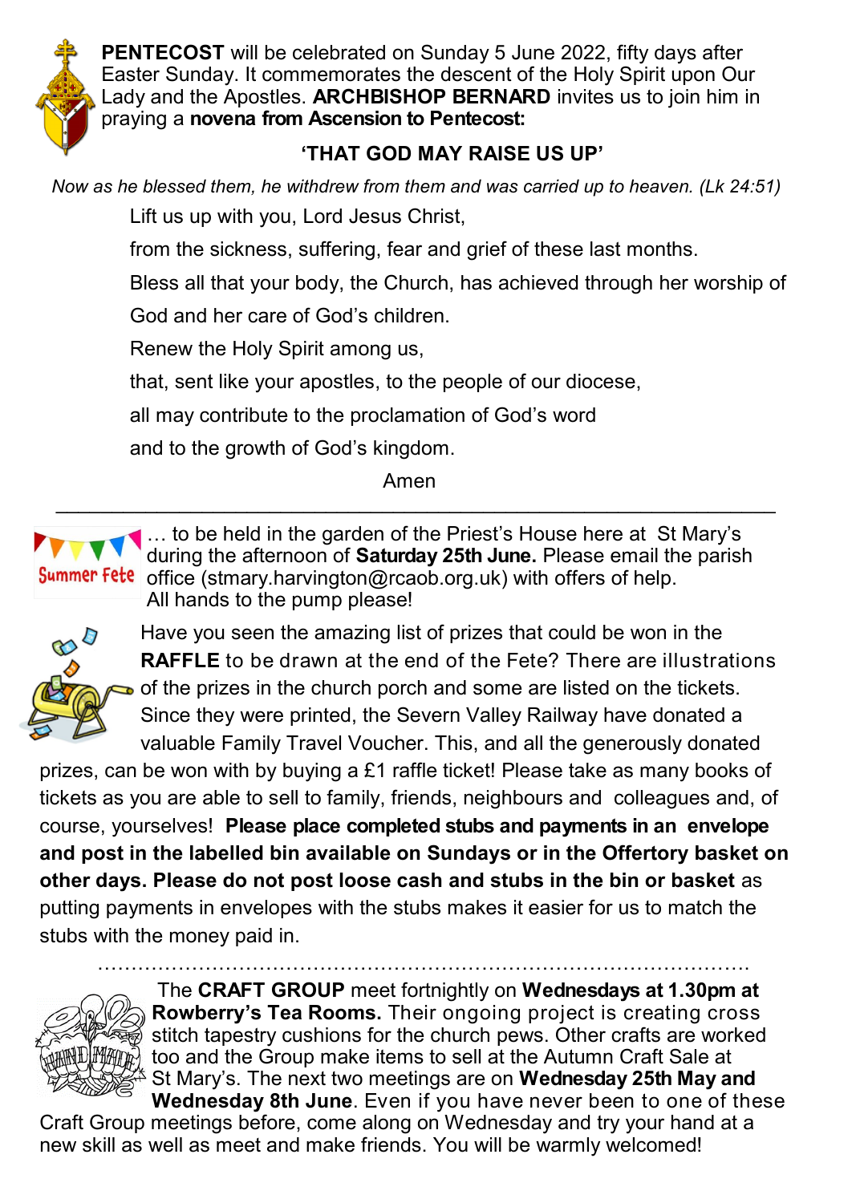**PENTECOST** will be celebrated on Sunday 5 June 2022, fifty days after Easter Sunday. It commemorates the descent of the Holy Spirit upon Our Lady and the Apostles. **ARCHBISHOP BERNARD** invites us to join him in praying a **novena from Ascension to Pentecost:**

**'THAT GOD MAY RAISE US UP'**

*Now as he blessed them, he withdrew from them and was carried up to heaven. (Lk 24:51)*

Lift us up with you, Lord Jesus Christ,

from the sickness, suffering, fear and grief of these last months.

Bless all that your body, the Church, has achieved through her worship of God and her care of God's children.

Renew the Holy Spirit among us,

that, sent like your apostles, to the people of our diocese,

all may contribute to the proclamation of God's word

and to the growth of God's kingdom.

Amen

---

Summer Fete … to be held in the garden of the Priest's House here at St Mary's during the afternoon of **Saturday 25th June.** Please email the parish office (stmary.harvington@rcaob.org.uk) with offers of help. All hands to the pump please!

Have you seen the amazing list of prizes that could be won in the **RAFFLE** to be drawn at the end of the Fete? There are illustrations of the prizes in the church porch and some are listed on the tickets. Since they were printed, the Severn Valley Railway have donated a valuable Family Travel Voucher. This, and all the generously donated prizes, can be won with by buying a £1 raffle ticket! Please take as many books of tickets as you are able to sell to family, friends, neighbours and colleagues and, of course, yourselves! **Please place completed stubs and payments in an envelope and post in the labelled bin available on Sundays or in the Offertory basket on other days. Please do not post loose cash and stubs in the bin or basket** as putting payments in envelopes with the stubs makes it easier for us to match the stubs with the money paid in.

……………………………………………………………………………………

The **CRAFT GROUP** meet fortnightly on **Wednesdays at 1.30pm at Rowberry's Tea Rooms.** Their ongoing project is creating cross stitch tapestry cushions for the church pews. Other crafts are worked too and the Group make items to sell at the Autumn Craft Sale at St Mary's. The next two meetings are on **Wednesday 25th May and Wednesday 8th June**. Even if you have never been to one of these Craft Group meetings before, come along on Wednesday and try your hand at a new skill as well as meet and make friends. You will be warmly welcomed!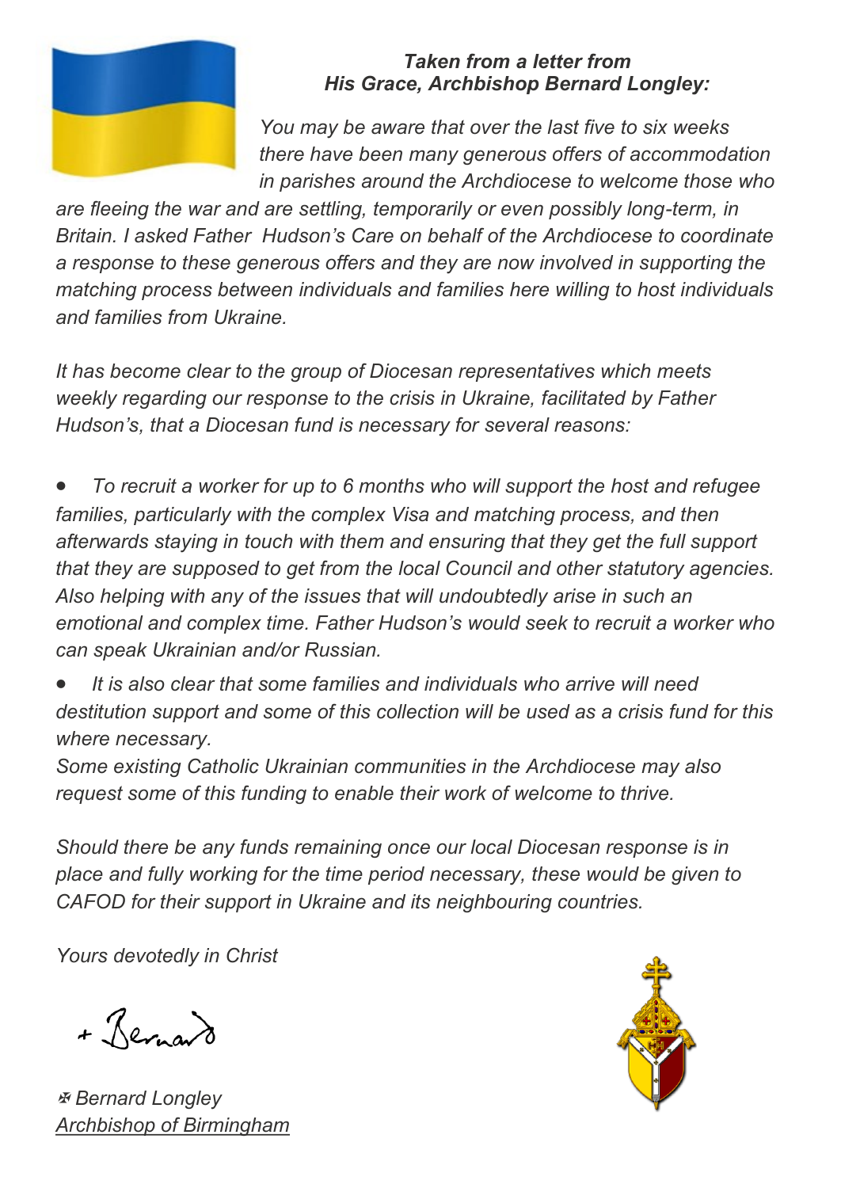***Taken from a letter from***
***His Grace, Archbishop Bernard Longley:***

*You may be aware that over the last five to six weeks there have been many generous offers of accommodation in parishes around the Archdiocese to welcome those who are fleeing the war and are settling, temporarily or even possibly long-term, in Britain. I asked Father Hudson's Care on behalf of the Archdiocese to coordinate a response to these generous offers and they are now involved in supporting the matching process between individuals and families here willing to host individuals and families from Ukraine.*

*It has become clear to the group of Diocesan representatives which meets weekly regarding our response to the crisis in Ukraine, facilitated by Father Hudson's, that a Diocesan fund is necessary for several reasons:*

- *To recruit a worker for up to 6 months who will support the host and refugee families, particularly with the complex Visa and matching process, and then afterwards staying in touch with them and ensuring that they get the full support that they are supposed to get from the local Council and other statutory agencies. Also helping with any of the issues that will undoubtedly arise in such an emotional and complex time. Father Hudson's would seek to recruit a worker who can speak Ukrainian and/or Russian.*
- *It is also clear that some families and individuals who arrive will need destitution support and some of this collection will be used as a crisis fund for this where necessary.*

*Some existing Catholic Ukrainian communities in the Archdiocese may also request some of this funding to enable their work of welcome to thrive.*

*Should there be any funds remaining once our local Diocesan response is in place and fully working for the time period necessary, these would be given to CAFOD for their support in Ukraine and its neighbouring countries.*

*Yours devotedly in Christ*

+ Bernard

*✠ Bernard Longley*
*Archbishop of Birmingham*